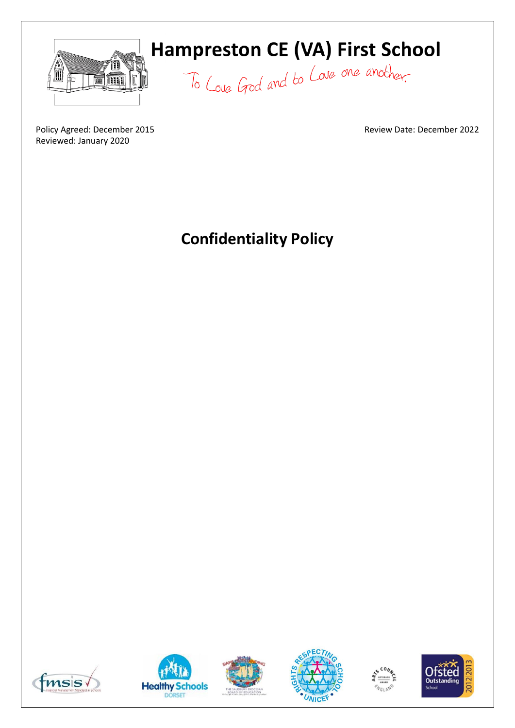# Hampreston CE (VA) First School

To Love God and to Love one another.

Policy Agreed: December 2015
Reviewed: January 2020

Review Date: December 2022

## Confidentiality Policy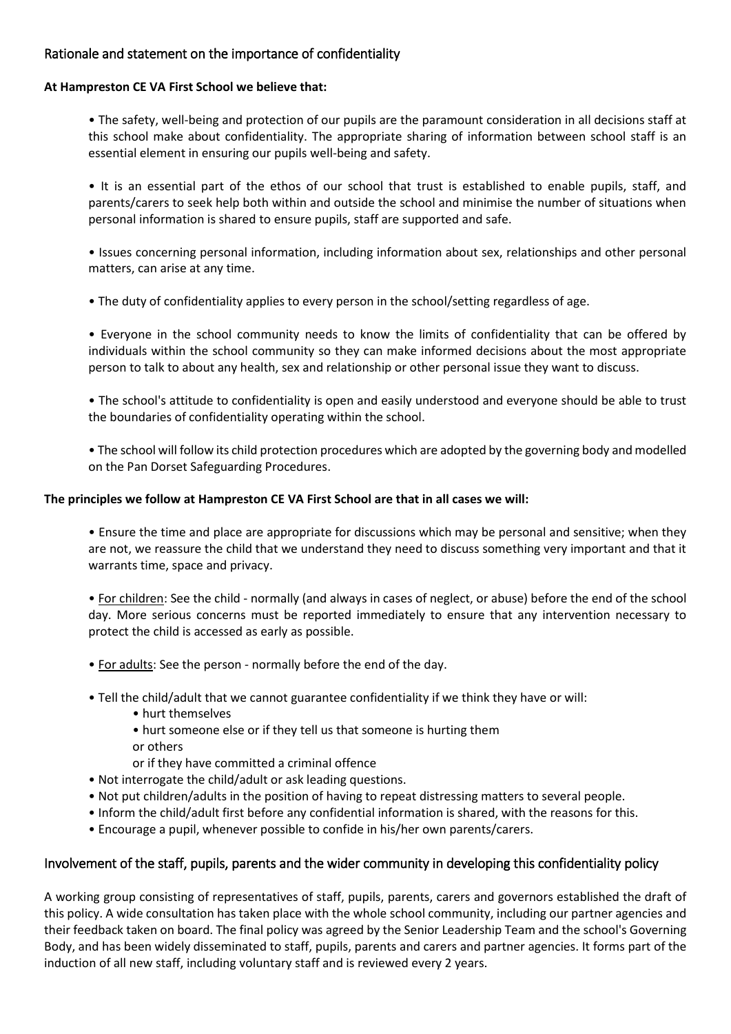## Rationale and statement on the importance of confidentiality

**At Hampreston CE VA First School we believe that:**

- The safety, well-being and protection of our pupils are the paramount consideration in all decisions staff at this school make about confidentiality. The appropriate sharing of information between school staff is an essential element in ensuring our pupils well-being and safety.

- It is an essential part of the ethos of our school that trust is established to enable pupils, staff, and parents/carers to seek help both within and outside the school and minimise the number of situations when personal information is shared to ensure pupils, staff are supported and safe.

- Issues concerning personal information, including information about sex, relationships and other personal matters, can arise at any time.

- The duty of confidentiality applies to every person in the school/setting regardless of age.

- Everyone in the school community needs to know the limits of confidentiality that can be offered by individuals within the school community so they can make informed decisions about the most appropriate person to talk to about any health, sex and relationship or other personal issue they want to discuss.

- The school's attitude to confidentiality is open and easily understood and everyone should be able to trust the boundaries of confidentiality operating within the school.

- The school will follow its child protection procedures which are adopted by the governing body and modelled on the Pan Dorset Safeguarding Procedures.

**The principles we follow at Hampreston CE VA First School are that in all cases we will:**

- Ensure the time and place are appropriate for discussions which may be personal and sensitive; when they are not, we reassure the child that we understand they need to discuss something very important and that it warrants time, space and privacy.

- <u>For children</u>: See the child - normally (and always in cases of neglect, or abuse) before the end of the school day. More serious concerns must be reported immediately to ensure that any intervention necessary to protect the child is accessed as early as possible.

- <u>For adults</u>: See the person - normally before the end of the day.

- Tell the child/adult that we cannot guarantee confidentiality if we think they have or will:
  - hurt themselves
  - hurt someone else or if they tell us that someone is hurting them

  or others

  or if they have committed a criminal offence
- Not interrogate the child/adult or ask leading questions.
- Not put children/adults in the position of having to repeat distressing matters to several people.
- Inform the child/adult first before any confidential information is shared, with the reasons for this.
- Encourage a pupil, whenever possible to confide in his/her own parents/carers.

## Involvement of the staff, pupils, parents and the wider community in developing this confidentiality policy

A working group consisting of representatives of staff, pupils, parents, carers and governors established the draft of this policy. A wide consultation has taken place with the whole school community, including our partner agencies and their feedback taken on board. The final policy was agreed by the Senior Leadership Team and the school's Governing Body, and has been widely disseminated to staff, pupils, parents and carers and partner agencies. It forms part of the induction of all new staff, including voluntary staff and is reviewed every 2 years.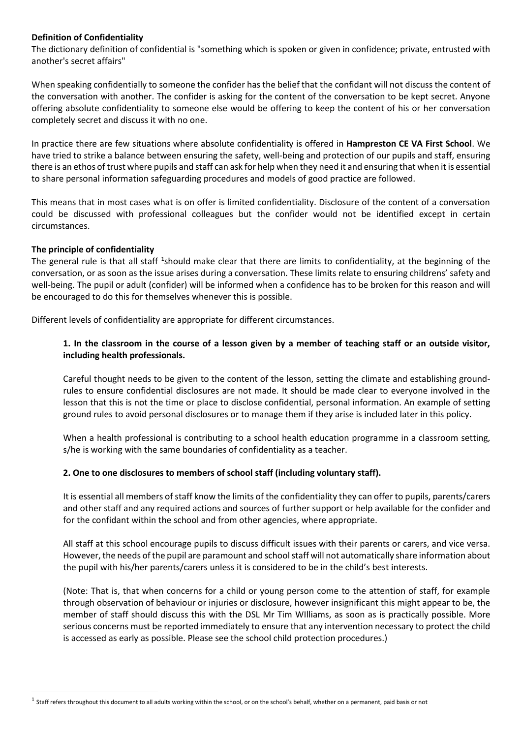**Definition of Confidentiality**

The dictionary definition of confidential is "something which is spoken or given in confidence; private, entrusted with another's secret affairs"

When speaking confidentially to someone the confider has the belief that the confidant will not discuss the content of the conversation with another. The confider is asking for the content of the conversation to be kept secret. Anyone offering absolute confidentiality to someone else would be offering to keep the content of his or her conversation completely secret and discuss it with no one.

In practice there are few situations where absolute confidentiality is offered in **Hampreston CE VA First School**. We have tried to strike a balance between ensuring the safety, well-being and protection of our pupils and staff, ensuring there is an ethos of trust where pupils and staff can ask for help when they need it and ensuring that when it is essential to share personal information safeguarding procedures and models of good practice are followed.

This means that in most cases what is on offer is limited confidentiality. Disclosure of the content of a conversation could be discussed with professional colleagues but the confider would not be identified except in certain circumstances.

**The principle of confidentiality**

The general rule is that all staff [1]should make clear that there are limits to confidentiality, at the beginning of the conversation, or as soon as the issue arises during a conversation. These limits relate to ensuring childrens' safety and well-being. The pupil or adult (confider) will be informed when a confidence has to be broken for this reason and will be encouraged to do this for themselves whenever this is possible.

Different levels of confidentiality are appropriate for different circumstances.

**1. In the classroom in the course of a lesson given by a member of teaching staff or an outside visitor, including health professionals.**

Careful thought needs to be given to the content of the lesson, setting the climate and establishing ground-rules to ensure confidential disclosures are not made. It should be made clear to everyone involved in the lesson that this is not the time or place to disclose confidential, personal information. An example of setting ground rules to avoid personal disclosures or to manage them if they arise is included later in this policy.

When a health professional is contributing to a school health education programme in a classroom setting, s/he is working with the same boundaries of confidentiality as a teacher.

**2. One to one disclosures to members of school staff (including voluntary staff).**

It is essential all members of staff know the limits of the confidentiality they can offer to pupils, parents/carers and other staff and any required actions and sources of further support or help available for the confider and for the confidant within the school and from other agencies, where appropriate.

All staff at this school encourage pupils to discuss difficult issues with their parents or carers, and vice versa. However, the needs of the pupil are paramount and school staff will not automatically share information about the pupil with his/her parents/carers unless it is considered to be in the child's best interests.

(Note: That is, that when concerns for a child or young person come to the attention of staff, for example through observation of behaviour or injuries or disclosure, however insignificant this might appear to be, the member of staff should discuss this with the DSL Mr Tim WIlliams, as soon as is practically possible. More serious concerns must be reported immediately to ensure that any intervention necessary to protect the child is accessed as early as possible. Please see the school child protection procedures.)

[1] Staff refers throughout this document to all adults working within the school, or on the school's behalf, whether on a permanent, paid basis or not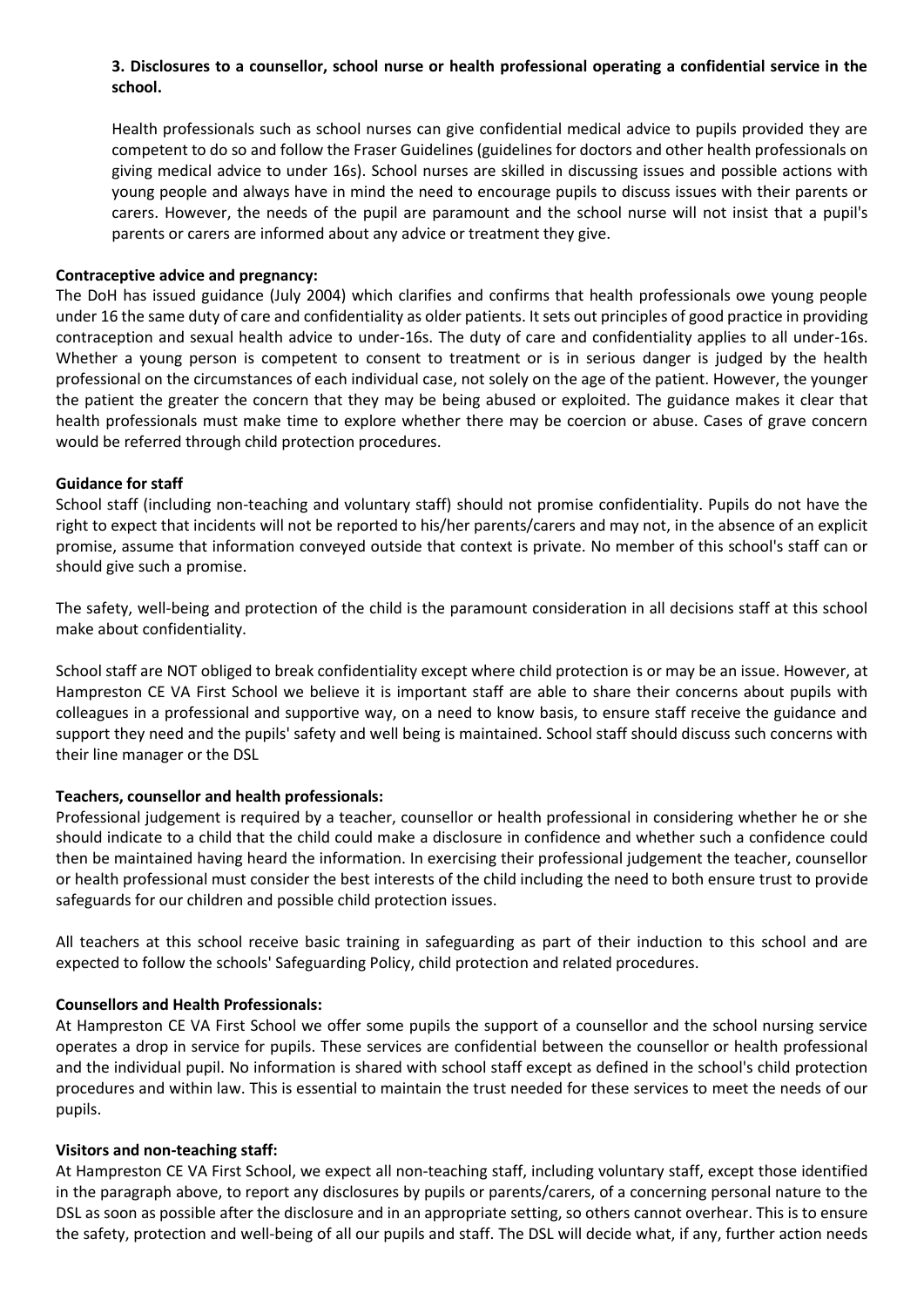**3. Disclosures to a counsellor, school nurse or health professional operating a confidential service in the school.**

Health professionals such as school nurses can give confidential medical advice to pupils provided they are competent to do so and follow the Fraser Guidelines (guidelines for doctors and other health professionals on giving medical advice to under 16s). School nurses are skilled in discussing issues and possible actions with young people and always have in mind the need to encourage pupils to discuss issues with their parents or carers. However, the needs of the pupil are paramount and the school nurse will not insist that a pupil's parents or carers are informed about any advice or treatment they give.

**Contraceptive advice and pregnancy:**

The DoH has issued guidance (July 2004) which clarifies and confirms that health professionals owe young people under 16 the same duty of care and confidentiality as older patients. It sets out principles of good practice in providing contraception and sexual health advice to under-16s. The duty of care and confidentiality applies to all under-16s. Whether a young person is competent to consent to treatment or is in serious danger is judged by the health professional on the circumstances of each individual case, not solely on the age of the patient. However, the younger the patient the greater the concern that they may be being abused or exploited. The guidance makes it clear that health professionals must make time to explore whether there may be coercion or abuse. Cases of grave concern would be referred through child protection procedures.

**Guidance for staff**

School staff (including non-teaching and voluntary staff) should not promise confidentiality. Pupils do not have the right to expect that incidents will not be reported to his/her parents/carers and may not, in the absence of an explicit promise, assume that information conveyed outside that context is private. No member of this school's staff can or should give such a promise.

The safety, well-being and protection of the child is the paramount consideration in all decisions staff at this school make about confidentiality.

School staff are NOT obliged to break confidentiality except where child protection is or may be an issue. However, at Hampreston CE VA First School we believe it is important staff are able to share their concerns about pupils with colleagues in a professional and supportive way, on a need to know basis, to ensure staff receive the guidance and support they need and the pupils' safety and well being is maintained. School staff should discuss such concerns with their line manager or the DSL

**Teachers, counsellor and health professionals:**

Professional judgement is required by a teacher, counsellor or health professional in considering whether he or she should indicate to a child that the child could make a disclosure in confidence and whether such a confidence could then be maintained having heard the information. In exercising their professional judgement the teacher, counsellor or health professional must consider the best interests of the child including the need to both ensure trust to provide safeguards for our children and possible child protection issues.

All teachers at this school receive basic training in safeguarding as part of their induction to this school and are expected to follow the schools' Safeguarding Policy, child protection and related procedures.

**Counsellors and Health Professionals:**

At Hampreston CE VA First School we offer some pupils the support of a counsellor and the school nursing service operates a drop in service for pupils. These services are confidential between the counsellor or health professional and the individual pupil. No information is shared with school staff except as defined in the school's child protection procedures and within law. This is essential to maintain the trust needed for these services to meet the needs of our pupils.

**Visitors and non-teaching staff:**

At Hampreston CE VA First School, we expect all non-teaching staff, including voluntary staff, except those identified in the paragraph above, to report any disclosures by pupils or parents/carers, of a concerning personal nature to the DSL as soon as possible after the disclosure and in an appropriate setting, so others cannot overhear. This is to ensure the safety, protection and well-being of all our pupils and staff. The DSL will decide what, if any, further action needs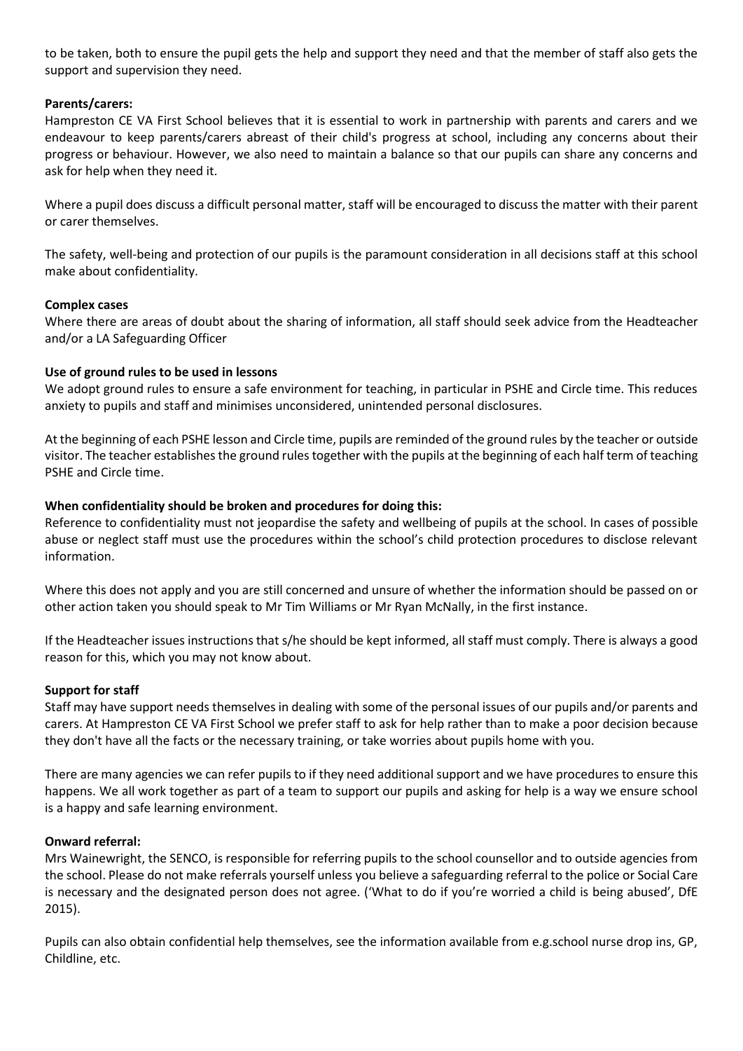to be taken, both to ensure the pupil gets the help and support they need and that the member of staff also gets the support and supervision they need.

**Parents/carers:**

Hampreston CE VA First School believes that it is essential to work in partnership with parents and carers and we endeavour to keep parents/carers abreast of their child's progress at school, including any concerns about their progress or behaviour. However, we also need to maintain a balance so that our pupils can share any concerns and ask for help when they need it.

Where a pupil does discuss a difficult personal matter, staff will be encouraged to discuss the matter with their parent or carer themselves.

The safety, well-being and protection of our pupils is the paramount consideration in all decisions staff at this school make about confidentiality.

**Complex cases**

Where there are areas of doubt about the sharing of information, all staff should seek advice from the Headteacher and/or a LA Safeguarding Officer

**Use of ground rules to be used in lessons**

We adopt ground rules to ensure a safe environment for teaching, in particular in PSHE and Circle time. This reduces anxiety to pupils and staff and minimises unconsidered, unintended personal disclosures.

At the beginning of each PSHE lesson and Circle time, pupils are reminded of the ground rules by the teacher or outside visitor. The teacher establishes the ground rules together with the pupils at the beginning of each half term of teaching PSHE and Circle time.

**When confidentiality should be broken and procedures for doing this:**

Reference to confidentiality must not jeopardise the safety and wellbeing of pupils at the school. In cases of possible abuse or neglect staff must use the procedures within the school's child protection procedures to disclose relevant information.

Where this does not apply and you are still concerned and unsure of whether the information should be passed on or other action taken you should speak to Mr Tim Williams or Mr Ryan McNally, in the first instance.

If the Headteacher issues instructions that s/he should be kept informed, all staff must comply. There is always a good reason for this, which you may not know about.

**Support for staff**

Staff may have support needs themselves in dealing with some of the personal issues of our pupils and/or parents and carers. At Hampreston CE VA First School we prefer staff to ask for help rather than to make a poor decision because they don't have all the facts or the necessary training, or take worries about pupils home with you.

There are many agencies we can refer pupils to if they need additional support and we have procedures to ensure this happens. We all work together as part of a team to support our pupils and asking for help is a way we ensure school is a happy and safe learning environment.

**Onward referral:**

Mrs Wainewright, the SENCO, is responsible for referring pupils to the school counsellor and to outside agencies from the school. Please do not make referrals yourself unless you believe a safeguarding referral to the police or Social Care is necessary and the designated person does not agree. ('What to do if you're worried a child is being abused', DfE 2015).

Pupils can also obtain confidential help themselves, see the information available from e.g.school nurse drop ins, GP, Childline, etc.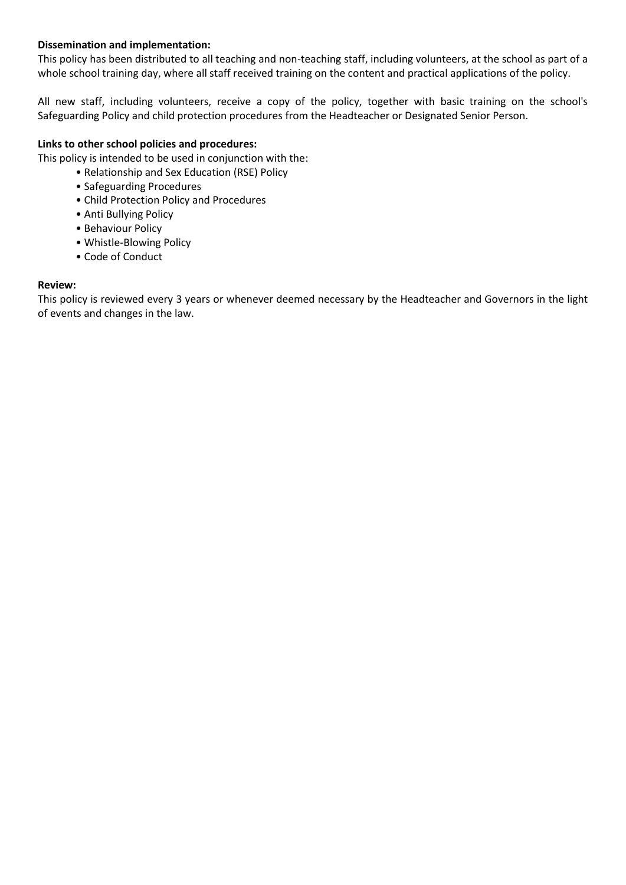**Dissemination and implementation:**

This policy has been distributed to all teaching and non-teaching staff, including volunteers, at the school as part of a whole school training day, where all staff received training on the content and practical applications of the policy.

All new staff, including volunteers, receive a copy of the policy, together with basic training on the school's Safeguarding Policy and child protection procedures from the Headteacher or Designated Senior Person.

**Links to other school policies and procedures:**

This policy is intended to be used in conjunction with the:

- Relationship and Sex Education (RSE) Policy
- Safeguarding Procedures
- Child Protection Policy and Procedures
- Anti Bullying Policy
- Behaviour Policy
- Whistle-Blowing Policy
- Code of Conduct

**Review:**

This policy is reviewed every 3 years or whenever deemed necessary by the Headteacher and Governors in the light of events and changes in the law.